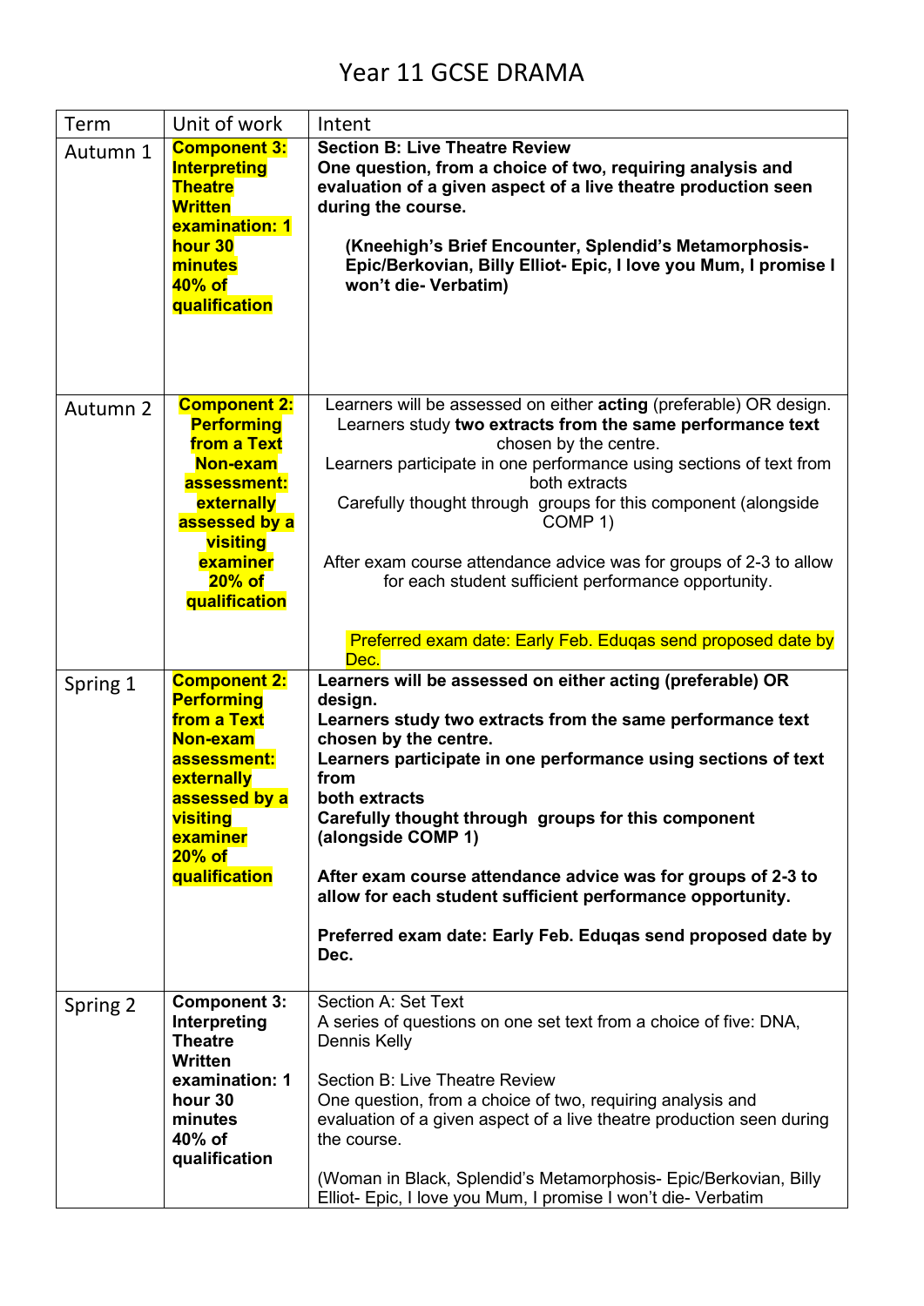# Year 11 GCSE DRAMA

| Term | Unit of work | Intent |
|---|---|---|
| Autumn 1 | **Component 3: Interpreting Theatre Written examination: 1 hour 30 minutes 40% of qualification** | **Section B: Live Theatre Review**<br>**One question, from a choice of two, requiring analysis and evaluation of a given aspect of a live theatre production seen during the course.**<br><br>**(Kneehigh's Brief Encounter, Splendid's Metamorphosis- Epic/Berkovian, Billy Elliot- Epic, I love you Mum, I promise I won't die- Verbatim)** |
| Autumn 2 | **Component 2: Performing from a Text Non-exam assessment: externally assessed by a visiting examiner 20% of qualification** | Learners will be assessed on either **acting** (preferable) OR design.<br>Learners study **two extracts from the same performance text** chosen by the centre.<br>Learners participate in one performance using sections of text from both extracts<br>Carefully thought through groups for this component (alongside COMP 1)<br><br>After exam course attendance advice was for groups of 2-3 to allow for each student sufficient performance opportunity.<br><br>Preferred exam date: Early Feb. Eduqas send proposed date by Dec. |
| Spring 1 | **Component 2: Performing from a Text Non-exam assessment: externally assessed by a visiting examiner 20% of qualification** | **Learners will be assessed on either acting (preferable) OR design.**<br>**Learners study two extracts from the same performance text chosen by the centre.**<br>**Learners participate in one performance using sections of text from both extracts**<br>**Carefully thought through groups for this component (alongside COMP 1)**<br><br>**After exam course attendance advice was for groups of 2-3 to allow for each student sufficient performance opportunity.**<br><br>**Preferred exam date: Early Feb. Eduqas send proposed date by Dec.** |
| Spring 2 | **Component 3: Interpreting Theatre Written examination: 1 hour 30 minutes 40% of qualification** | Section A: Set Text<br>A series of questions on one set text from a choice of five: DNA, Dennis Kelly<br><br>Section B: Live Theatre Review<br>One question, from a choice of two, requiring analysis and evaluation of a given aspect of a live theatre production seen during the course.<br><br>(Woman in Black, Splendid's Metamorphosis- Epic/Berkovian, Billy Elliot- Epic, I love you Mum, I promise I won't die- Verbatim |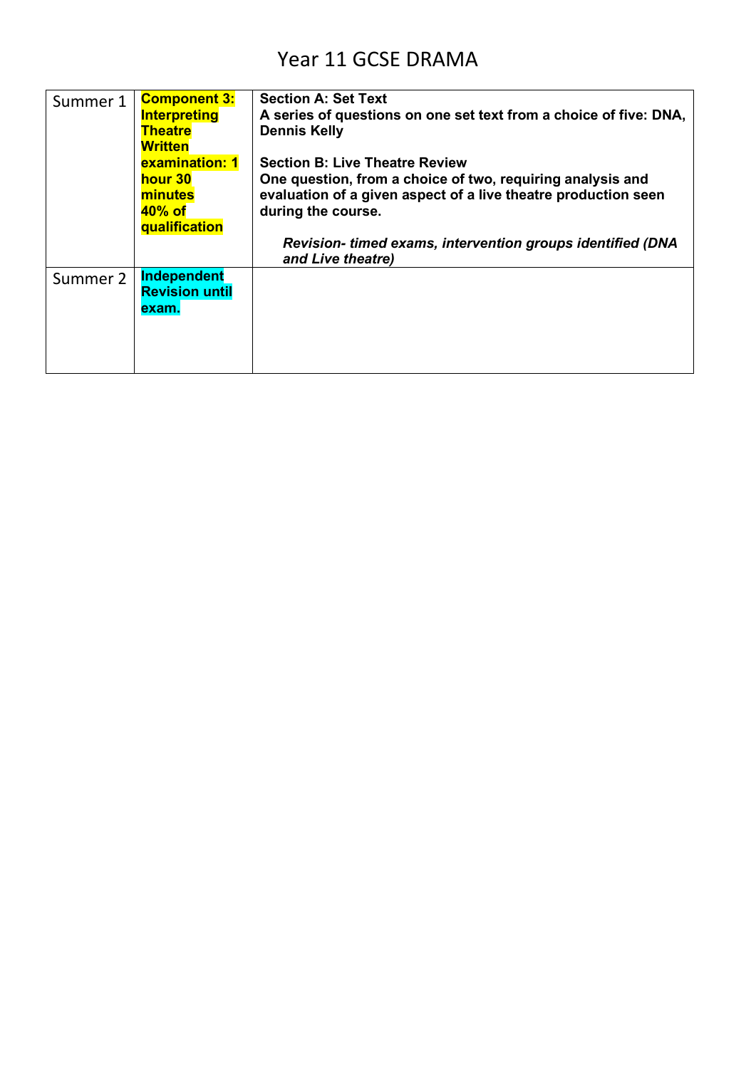# Year 11 GCSE DRAMA

| | | |
|---|---|---|
| Summer 1 | **Component 3: Interpreting Theatre Written examination: 1 hour 30 minutes 40% of qualification** | **Section A: Set Text**<br>**A series of questions on one set text from a choice of five: DNA, Dennis Kelly**<br><br>**Section B: Live Theatre Review**<br>**One question, from a choice of two, requiring analysis and evaluation of a given aspect of a live theatre production seen during the course.**<br><br>***Revision- timed exams, intervention groups identified (DNA and Live theatre)*** |
| Summer 2 | **Independent Revision until exam.** | |